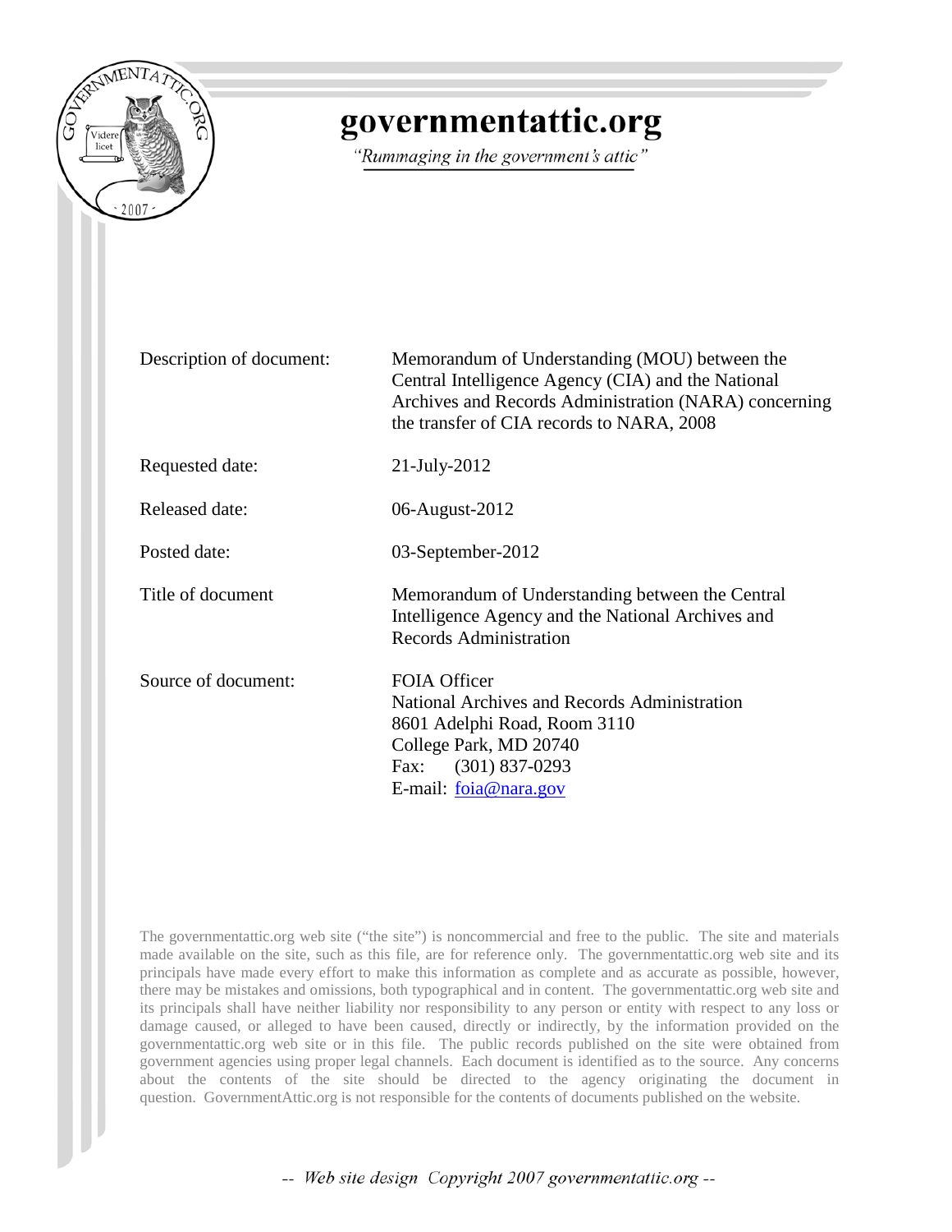# governmentattic.org

*"Rummaging in the government's attic"*

| | |
|---|---|
| Description of document: | Memorandum of Understanding (MOU) between the Central Intelligence Agency (CIA) and the National Archives and Records Administration (NARA) concerning the transfer of CIA records to NARA, 2008 |
| Requested date: | 21-July-2012 |
| Released date: | 06-August-2012 |
| Posted date: | 03-September-2012 |
| Title of document | Memorandum of Understanding between the Central Intelligence Agency and the National Archives and Records Administration |
| Source of document: | FOIA Officer<br>National Archives and Records Administration<br>8601 Adelphi Road, Room 3110<br>College Park, MD 20740<br>Fax: (301) 837-0293<br>E-mail: foia@nara.gov |

The governmentattic.org web site ("the site") is noncommercial and free to the public. The site and materials made available on the site, such as this file, are for reference only. The governmentattic.org web site and its principals have made every effort to make this information as complete and as accurate as possible, however, there may be mistakes and omissions, both typographical and in content. The governmentattic.org web site and its principals shall have neither liability nor responsibility to any person or entity with respect to any loss or damage caused, or alleged to have been caused, directly or indirectly, by the information provided on the governmentattic.org web site or in this file. The public records published on the site were obtained from government agencies using proper legal channels. Each document is identified as to the source. Any concerns about the contents of the site should be directed to the agency originating the document in question. GovernmentAttic.org is not responsible for the contents of documents published on the website.

-- Web site design Copyright 2007 governmentattic.org --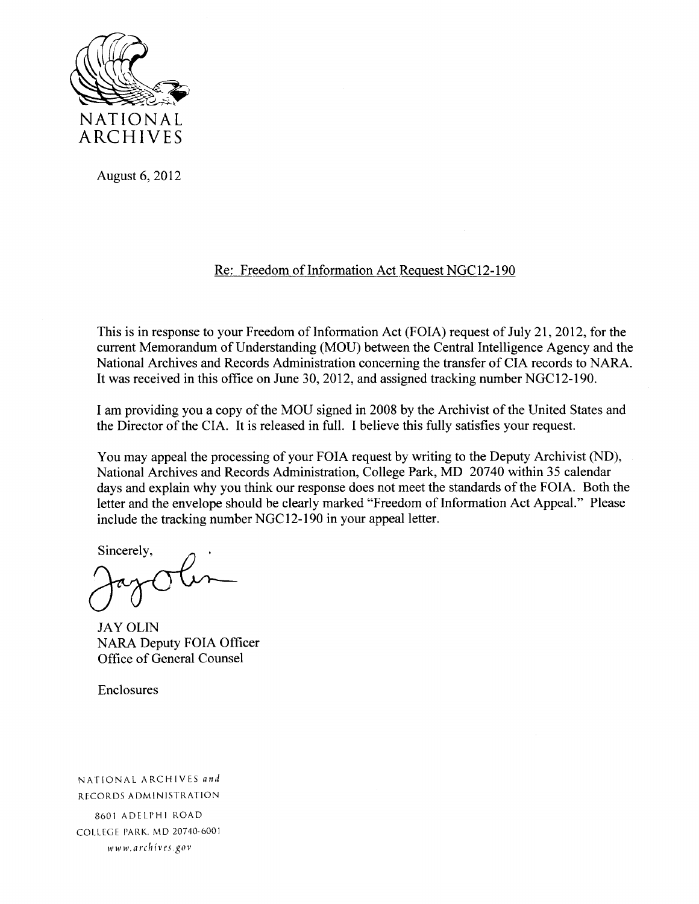NATIONAL ARCHIVES

August 6, 2012

Re: Freedom of Information Act Request NGC12-190

This is in response to your Freedom of Information Act (FOIA) request of July 21, 2012, for the current Memorandum of Understanding (MOU) between the Central Intelligence Agency and the National Archives and Records Administration concerning the transfer of CIA records to NARA. It was received in this office on June 30, 2012, and assigned tracking number NGC12-190.

I am providing you a copy of the MOU signed in 2008 by the Archivist of the United States and the Director of the CIA. It is released in full. I believe this fully satisfies your request.

You may appeal the processing of your FOIA request by writing to the Deputy Archivist (ND), National Archives and Records Administration, College Park, MD 20740 within 35 calendar days and explain why you think our response does not meet the standards of the FOIA. Both the letter and the envelope should be clearly marked "Freedom of Information Act Appeal." Please include the tracking number NGC12-190 in your appeal letter.

Sincerely,

JAY OLIN
NARA Deputy FOIA Officer
Office of General Counsel

Enclosures

NATIONAL ARCHIVES *and*
RECORDS ADMINISTRATION
8601 ADELPHI ROAD
COLLEGE PARK, MD 20740-6001
*www.archives.gov*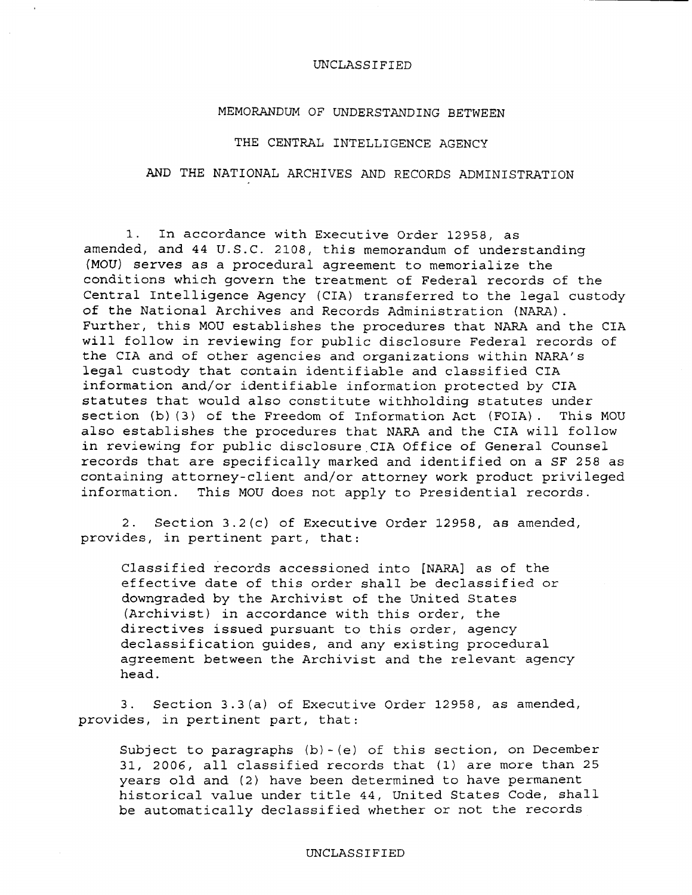UNCLASSIFIED

# MEMORANDUM OF UNDERSTANDING BETWEEN THE CENTRAL INTELLIGENCE AGENCY AND THE NATIONAL ARCHIVES AND RECORDS ADMINISTRATION

1. In accordance with Executive Order 12958, as amended, and 44 U.S.C. 2108, this memorandum of understanding (MOU) serves as a procedural agreement to memorialize the conditions which govern the treatment of Federal records of the Central Intelligence Agency (CIA) transferred to the legal custody of the National Archives and Records Administration (NARA). Further, this MOU establishes the procedures that NARA and the CIA will follow in reviewing for public disclosure Federal records of the CIA and of other agencies and organizations within NARA's legal custody that contain identifiable and classified CIA information and/or identifiable information protected by CIA statutes that would also constitute withholding statutes under section (b)(3) of the Freedom of Information Act (FOIA). This MOU also establishes the procedures that NARA and the CIA will follow in reviewing for public disclosure CIA Office of General Counsel records that are specifically marked and identified on a SF 258 as containing attorney-client and/or attorney work product privileged information. This MOU does not apply to Presidential records.

2. Section 3.2(c) of Executive Order 12958, as amended, provides, in pertinent part, that:

> Classified records accessioned into [NARA] as of the effective date of this order shall be declassified or downgraded by the Archivist of the United States (Archivist) in accordance with this order, the directives issued pursuant to this order, agency declassification guides, and any existing procedural agreement between the Archivist and the relevant agency head.

3. Section 3.3(a) of Executive Order 12958, as amended, provides, in pertinent part, that:

> Subject to paragraphs (b)-(e) of this section, on December 31, 2006, all classified records that (1) are more than 25 years old and (2) have been determined to have permanent historical value under title 44, United States Code, shall be automatically declassified whether or not the records

UNCLASSIFIED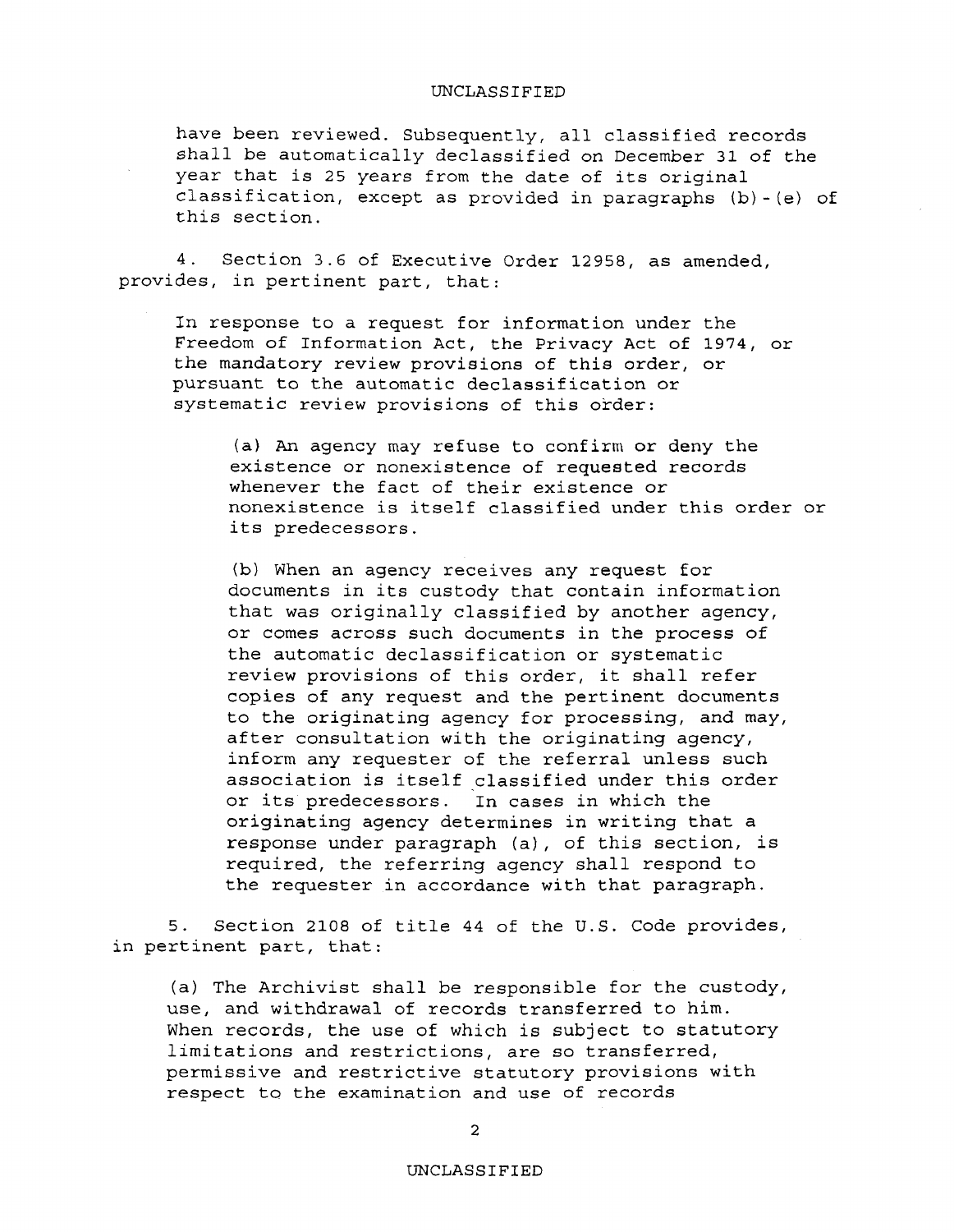have been reviewed. Subsequently, all classified records shall be automatically declassified on December 31 of the year that is 25 years from the date of its original classification, except as provided in paragraphs (b)-(e) of this section.

4. Section 3.6 of Executive Order 12958, as amended, provides, in pertinent part, that:

> In response to a request for information under the Freedom of Information Act, the Privacy Act of 1974, or the mandatory review provisions of this order, or pursuant to the automatic declassification or systematic review provisions of this order:
>
> > (a) An agency may refuse to confirm or deny the existence or nonexistence of requested records whenever the fact of their existence or nonexistence is itself classified under this order or its predecessors.
> >
> > (b) When an agency receives any request for documents in its custody that contain information that was originally classified by another agency, or comes across such documents in the process of the automatic declassification or systematic review provisions of this order, it shall refer copies of any request and the pertinent documents to the originating agency for processing, and may, after consultation with the originating agency, inform any requester of the referral unless such association is itself classified under this order or its predecessors. In cases in which the originating agency determines in writing that a response under paragraph (a), of this section, is required, the referring agency shall respond to the requester in accordance with that paragraph.

5. Section 2108 of title 44 of the U.S. Code provides, in pertinent part, that:

> (a) The Archivist shall be responsible for the custody, use, and withdrawal of records transferred to him. When records, the use of which is subject to statutory limitations and restrictions, are so transferred, permissive and restrictive statutory provisions with respect to the examination and use of records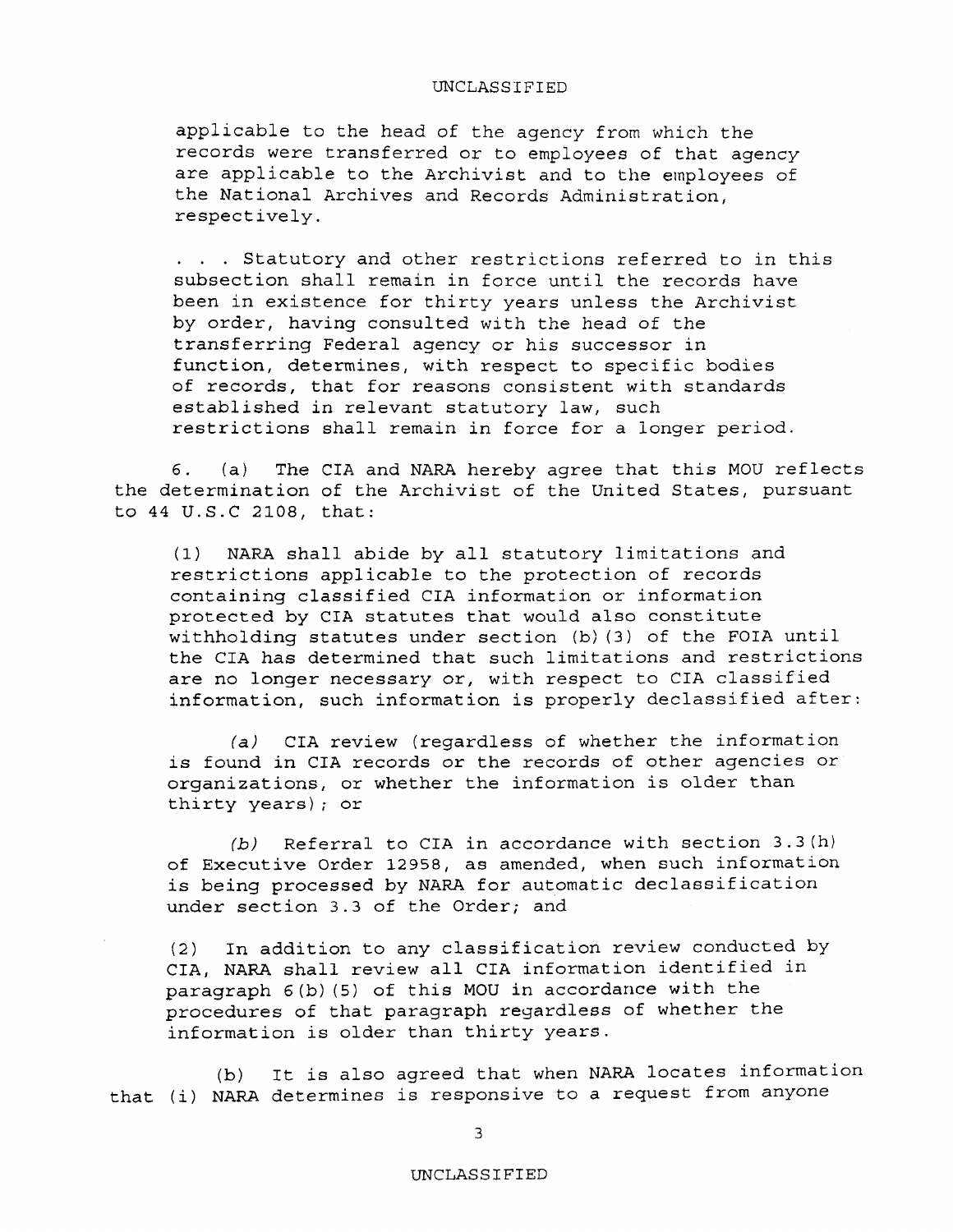applicable to the head of the agency from which the records were transferred or to employees of that agency are applicable to the Archivist and to the employees of the National Archives and Records Administration, respectively.

. . . Statutory and other restrictions referred to in this subsection shall remain in force until the records have been in existence for thirty years unless the Archivist by order, having consulted with the head of the transferring Federal agency or his successor in function, determines, with respect to specific bodies of records, that for reasons consistent with standards established in relevant statutory law, such restrictions shall remain in force for a longer period.

6. (a) The CIA and NARA hereby agree that this MOU reflects the determination of the Archivist of the United States, pursuant to 44 U.S.C 2108, that:

(1) NARA shall abide by all statutory limitations and restrictions applicable to the protection of records containing classified CIA information or information protected by CIA statutes that would also constitute withholding statutes under section (b)(3) of the FOIA until the CIA has determined that such limitations and restrictions are no longer necessary or, with respect to CIA classified information, such information is properly declassified after:

*(a)* CIA review (regardless of whether the information is found in CIA records or the records of other agencies or organizations, or whether the information is older than thirty years); or

*(b)* Referral to CIA in accordance with section 3.3(h) of Executive Order 12958, as amended, when such information is being processed by NARA for automatic declassification under section 3.3 of the Order; and

(2) In addition to any classification review conducted by CIA, NARA shall review all CIA information identified in paragraph 6(b)(5) of this MOU in accordance with the procedures of that paragraph regardless of whether the information is older than thirty years.

(b) It is also agreed that when NARA locates information that (i) NARA determines is responsive to a request from anyone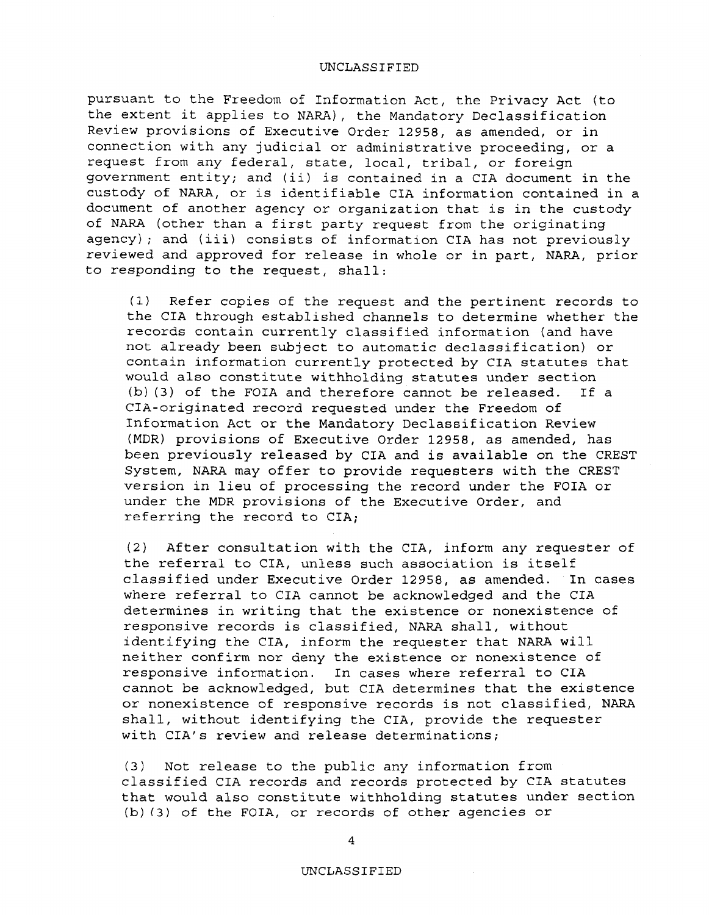pursuant to the Freedom of Information Act, the Privacy Act (to the extent it applies to NARA), the Mandatory Declassification Review provisions of Executive Order 12958, as amended, or in connection with any judicial or administrative proceeding, or a request from any federal, state, local, tribal, or foreign government entity; and (ii) is contained in a CIA document in the custody of NARA, or is identifiable CIA information contained in a document of another agency or organization that is in the custody of NARA (other than a first party request from the originating agency); and (iii) consists of information CIA has not previously reviewed and approved for release in whole or in part, NARA, prior to responding to the request, shall:

(1) Refer copies of the request and the pertinent records to the CIA through established channels to determine whether the records contain currently classified information (and have not already been subject to automatic declassification) or contain information currently protected by CIA statutes that would also constitute withholding statutes under section (b)(3) of the FOIA and therefore cannot be released. If a CIA-originated record requested under the Freedom of Information Act or the Mandatory Declassification Review (MDR) provisions of Executive Order 12958, as amended, has been previously released by CIA and is available on the CREST System, NARA may offer to provide requesters with the CREST version in lieu of processing the record under the FOIA or under the MDR provisions of the Executive Order, and referring the record to CIA;

(2) After consultation with the CIA, inform any requester of the referral to CIA, unless such association is itself classified under Executive Order 12958, as amended. In cases where referral to CIA cannot be acknowledged and the CIA determines in writing that the existence or nonexistence of responsive records is classified, NARA shall, without identifying the CIA, inform the requester that NARA will neither confirm nor deny the existence or nonexistence of responsive information. In cases where referral to CIA cannot be acknowledged, but CIA determines that the existence or nonexistence of responsive records is not classified, NARA shall, without identifying the CIA, provide the requester with CIA's review and release determinations;

(3) Not release to the public any information from classified CIA records and records protected by CIA statutes that would also constitute withholding statutes under section (b)(3) of the FOIA, or records of other agencies or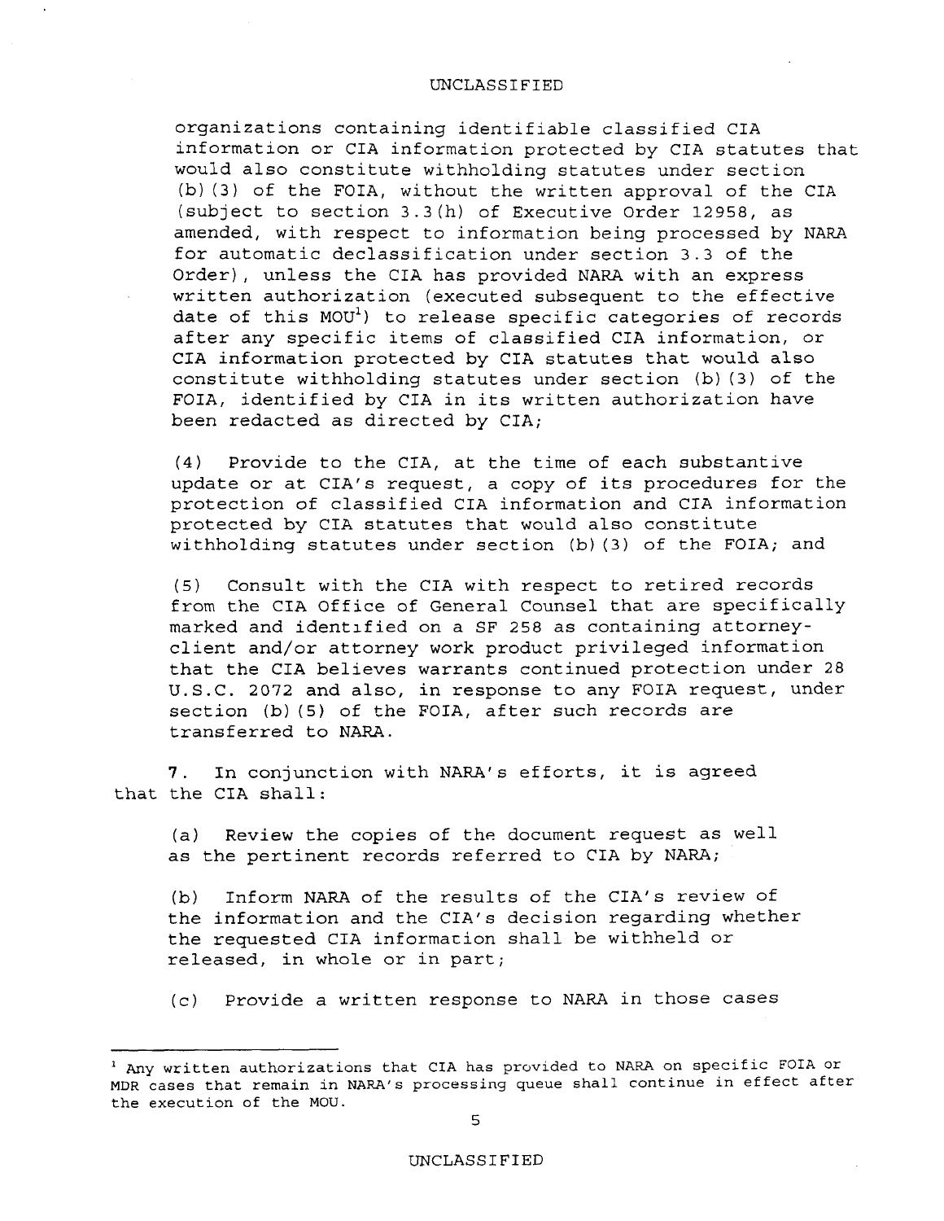organizations containing identifiable classified CIA information or CIA information protected by CIA statutes that would also constitute withholding statutes under section (b)(3) of the FOIA, without the written approval of the CIA (subject to section 3.3(h) of Executive Order 12958, as amended, with respect to information being processed by NARA for automatic declassification under section 3.3 of the Order), unless the CIA has provided NARA with an express written authorization (executed subsequent to the effective date of this MOU[1]) to release specific categories of records after any specific items of classified CIA information, or CIA information protected by CIA statutes that would also constitute withholding statutes under section (b)(3) of the FOIA, identified by CIA in its written authorization have been redacted as directed by CIA;

(4) Provide to the CIA, at the time of each substantive update or at CIA's request, a copy of its procedures for the protection of classified CIA information and CIA information protected by CIA statutes that would also constitute withholding statutes under section (b)(3) of the FOIA; and

(5) Consult with the CIA with respect to retired records from the CIA Office of General Counsel that are specifically marked and identified on a SF 258 as containing attorney-client and/or attorney work product privileged information that the CIA believes warrants continued protection under 28 U.S.C. 2072 and also, in response to any FOIA request, under section (b)(5) of the FOIA, after such records are transferred to NARA.

**7**. In conjunction with NARA's efforts, it is agreed that the CIA shall:

(a) Review the copies of the document request as well as the pertinent records referred to CIA by NARA;

(b) Inform NARA of the results of the CIA's review of the information and the CIA's decision regarding whether the requested CIA information shall be withheld or released, in whole or in part;

(c) Provide a written response to NARA in those cases

---

[1] Any written authorizations that CIA has provided to NARA on specific FOIA or MDR cases that remain in NARA's processing queue shall continue in effect after the execution of the MOU.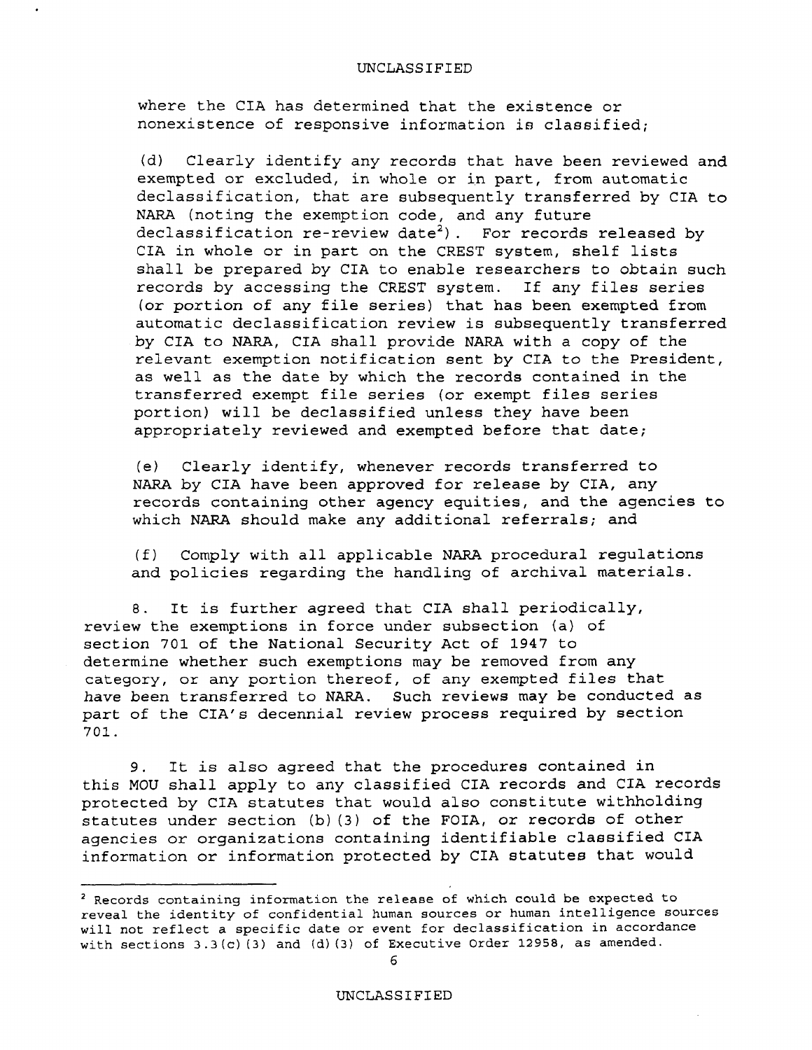where the CIA has determined that the existence or nonexistence of responsive information is classified;

(d) Clearly identify any records that have been reviewed and exempted or excluded, in whole or in part, from automatic declassification, that are subsequently transferred by CIA to NARA (noting the exemption code, and any future declassification re-review date[2]). For records released by CIA in whole or in part on the CREST system, shelf lists shall be prepared by CIA to enable researchers to obtain such records by accessing the CREST system. If any files series (or portion of any file series) that has been exempted from automatic declassification review is subsequently transferred by CIA to NARA, CIA shall provide NARA with a copy of the relevant exemption notification sent by CIA to the President, as well as the date by which the records contained in the transferred exempt file series (or exempt files series portion) will be declassified unless they have been appropriately reviewed and exempted before that date;

(e) Clearly identify, whenever records transferred to NARA by CIA have been approved for release by CIA, any records containing other agency equities, and the agencies to which NARA should make any additional referrals; and

(f) Comply with all applicable NARA procedural regulations and policies regarding the handling of archival materials.

8. It is further agreed that CIA shall periodically, review the exemptions in force under subsection (a) of section 701 of the National Security Act of 1947 to determine whether such exemptions may be removed from any category, or any portion thereof, of any exempted files that have been transferred to NARA. Such reviews may be conducted as part of the CIA's decennial review process required by section 701.

9. It is also agreed that the procedures contained in this MOU shall apply to any classified CIA records and CIA records protected by CIA statutes that would also constitute withholding statutes under section (b)(3) of the FOIA, or records of other agencies or organizations containing identifiable classified CIA information or information protected by CIA statutes that would

---

[2] Records containing information the release of which could be expected to reveal the identity of confidential human sources or human intelligence sources will not reflect a specific date or event for declassification in accordance with sections 3.3(c)(3) and (d)(3) of Executive Order 12958, as amended.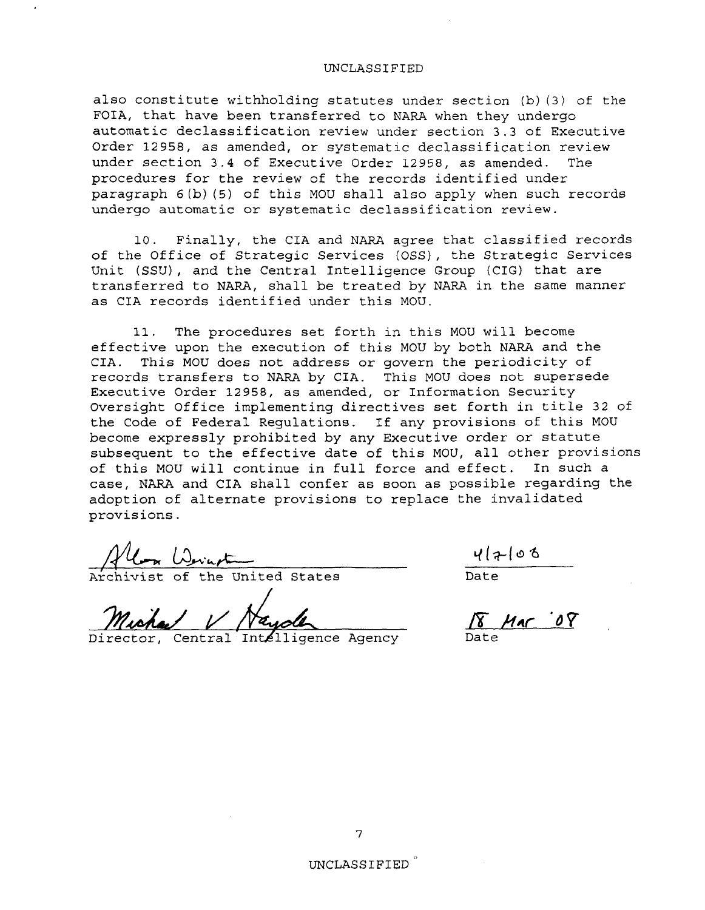UNCLASSIFIED

also constitute withholding statutes under section (b)(3) of the FOIA, that have been transferred to NARA when they undergo automatic declassification review under section 3.3 of Executive Order 12958, as amended, or systematic declassification review under section 3.4 of Executive Order 12958, as amended. The procedures for the review of the records identified under paragraph 6(b)(5) of this MOU shall also apply when such records undergo automatic or systematic declassification review.

10. Finally, the CIA and NARA agree that classified records of the Office of Strategic Services (OSS), the Strategic Services Unit (SSU), and the Central Intelligence Group (CIG) that are transferred to NARA, shall be treated by NARA in the same manner as CIA records identified under this MOU.

11. The procedures set forth in this MOU will become effective upon the execution of this MOU by both NARA and the CIA. This MOU does not address or govern the periodicity of records transfers to NARA by CIA. This MOU does not supersede Executive Order 12958, as amended, or Information Security Oversight Office implementing directives set forth in title 32 of the Code of Federal Regulations. If any provisions of this MOU become expressly prohibited by any Executive order or statute subsequent to the effective date of this MOU, all other provisions of this MOU will continue in full force and effect. In such a case, NARA and CIA shall confer as soon as possible regarding the adoption of alternate provisions to replace the invalidated provisions.

Allen Weinstein
Archivist of the United States — Date: 4/7/08

Michael V Hayden
Director, Central Intelligence Agency — Date: 18 Mar '08

UNCLASSIFIED